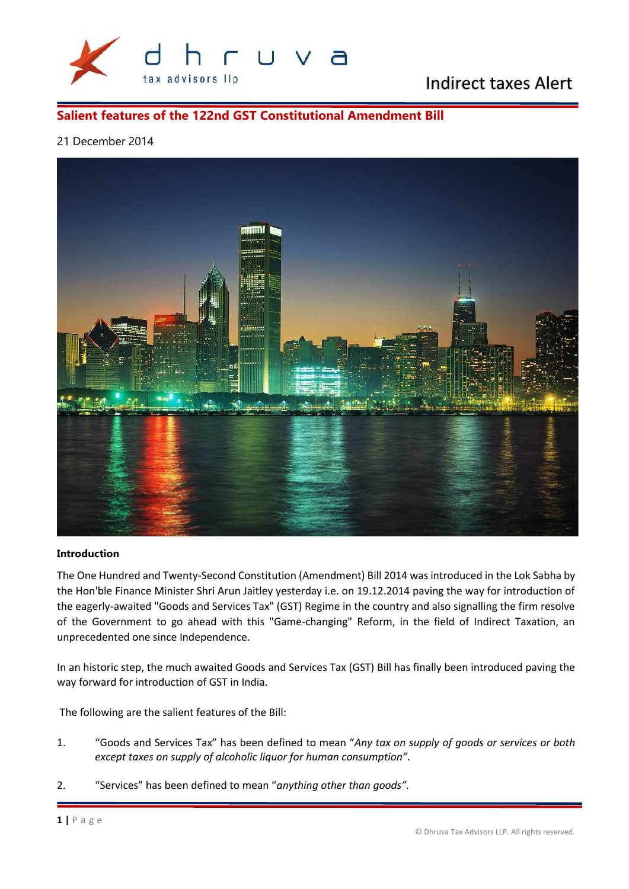dhruva tax advisors llp

Indirect taxes Alert

## Salient features of the 122nd GST Constitutional Amendment Bill

21 December 2014

**Introduction**

The One Hundred and Twenty-Second Constitution (Amendment) Bill 2014 was introduced in the Lok Sabha by the Hon'ble Finance Minister Shri Arun Jaitley yesterday i.e. on 19.12.2014 paving the way for introduction of the eagerly-awaited "Goods and Services Tax" (GST) Regime in the country and also signalling the firm resolve of the Government to go ahead with this "Game-changing" Reform, in the field of Indirect Taxation, an unprecedented one since Independence.

In an historic step, the much awaited Goods and Services Tax (GST) Bill has finally been introduced paving the way forward for introduction of GST in India.

The following are the salient features of the Bill:

1. "Goods and Services Tax" has been defined to mean "*Any tax on supply of goods or services or both except taxes on supply of alcoholic liquor for human consumption*".

2. "Services" has been defined to mean "*anything other than goods*".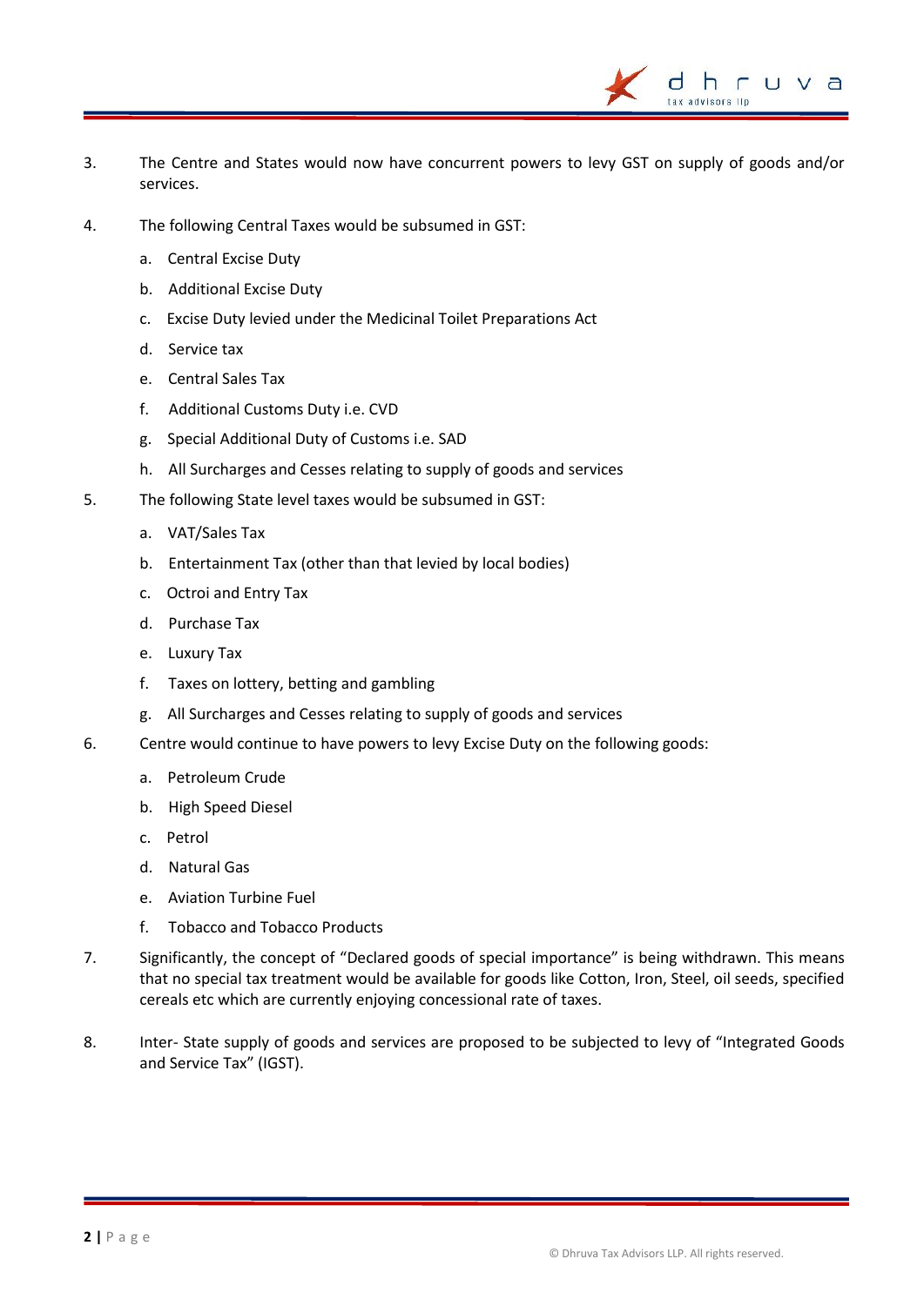3. The Centre and States would now have concurrent powers to levy GST on supply of goods and/or services.

4. The following Central Taxes would be subsumed in GST:

   a. Central Excise Duty
   b. Additional Excise Duty
   c. Excise Duty levied under the Medicinal Toilet Preparations Act
   d. Service tax
   e. Central Sales Tax
   f. Additional Customs Duty i.e. CVD
   g. Special Additional Duty of Customs i.e. SAD
   h. All Surcharges and Cesses relating to supply of goods and services

5. The following State level taxes would be subsumed in GST:

   a. VAT/Sales Tax
   b. Entertainment Tax (other than that levied by local bodies)
   c. Octroi and Entry Tax
   d. Purchase Tax
   e. Luxury Tax
   f. Taxes on lottery, betting and gambling
   g. All Surcharges and Cesses relating to supply of goods and services

6. Centre would continue to have powers to levy Excise Duty on the following goods:

   a. Petroleum Crude
   b. High Speed Diesel
   c. Petrol
   d. Natural Gas
   e. Aviation Turbine Fuel
   f. Tobacco and Tobacco Products

7. Significantly, the concept of "Declared goods of special importance" is being withdrawn. This means that no special tax treatment would be available for goods like Cotton, Iron, Steel, oil seeds, specified cereals etc which are currently enjoying concessional rate of taxes.

8. Inter- State supply of goods and services are proposed to be subjected to levy of "Integrated Goods and Service Tax" (IGST).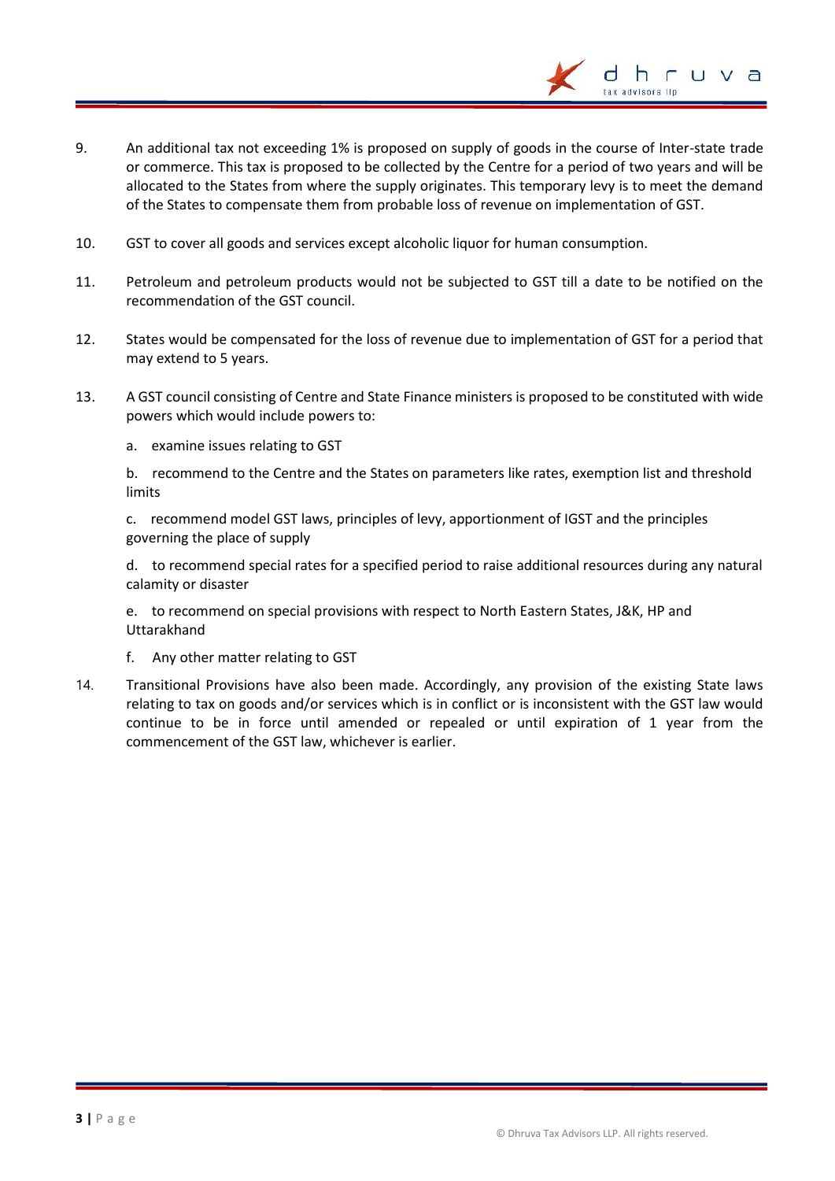9. An additional tax not exceeding 1% is proposed on supply of goods in the course of Inter-state trade or commerce. This tax is proposed to be collected by the Centre for a period of two years and will be allocated to the States from where the supply originates. This temporary levy is to meet the demand of the States to compensate them from probable loss of revenue on implementation of GST.

10. GST to cover all goods and services except alcoholic liquor for human consumption.

11. Petroleum and petroleum products would not be subjected to GST till a date to be notified on the recommendation of the GST council.

12. States would be compensated for the loss of revenue due to implementation of GST for a period that may extend to 5 years.

13. A GST council consisting of Centre and State Finance ministers is proposed to be constituted with wide powers which would include powers to:

    a. examine issues relating to GST

    b. recommend to the Centre and the States on parameters like rates, exemption list and threshold limits

    c. recommend model GST laws, principles of levy, apportionment of IGST and the principles governing the place of supply

    d. to recommend special rates for a specified period to raise additional resources during any natural calamity or disaster

    e. to recommend on special provisions with respect to North Eastern States, J&K, HP and Uttarakhand

    f. Any other matter relating to GST

14. Transitional Provisions have also been made. Accordingly, any provision of the existing State laws relating to tax on goods and/or services which is in conflict or is inconsistent with the GST law would continue to be in force until amended or repealed or until expiration of 1 year from the commencement of the GST law, whichever is earlier.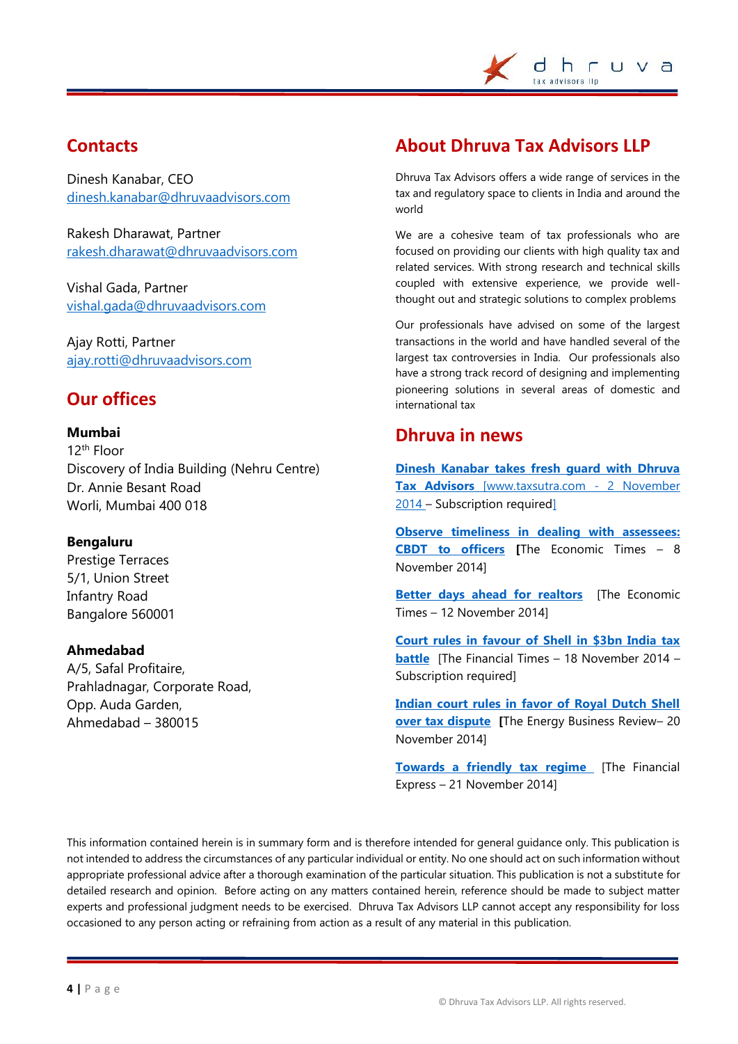## Contacts

Dinesh Kanabar, CEO
dinesh.kanabar@dhruvaadvisors.com

Rakesh Dharawat, Partner
rakesh.dharawat@dhruvaadvisors.com

Vishal Gada, Partner
vishal.gada@dhruvaadvisors.com

Ajay Rotti, Partner
ajay.rotti@dhruvaadvisors.com

## Our offices

**Mumbai**
12th Floor
Discovery of India Building (Nehru Centre)
Dr. Annie Besant Road
Worli, Mumbai 400 018

**Bengaluru**
Prestige Terraces
5/1, Union Street
Infantry Road
Bangalore 560001

**Ahmedabad**
A/5, Safal Profitaire,
Prahladnagar, Corporate Road,
Opp. Auda Garden,
Ahmedabad – 380015

## About Dhruva Tax Advisors LLP

Dhruva Tax Advisors offers a wide range of services in the tax and regulatory space to clients in India and around the world

We are a cohesive team of tax professionals who are focused on providing our clients with high quality tax and related services. With strong research and technical skills coupled with extensive experience, we provide well-thought out and strategic solutions to complex problems

Our professionals have advised on some of the largest transactions in the world and have handled several of the largest tax controversies in India. Our professionals also have a strong track record of designing and implementing pioneering solutions in several areas of domestic and international tax

## Dhruva in news

**Dinesh Kanabar takes fresh guard with Dhruva Tax Advisors** [www.taxsutra.com - 2 November 2014 – Subscription required]

**Observe timeliness in dealing with assessees: CBDT to officers** [The Economic Times – 8 November 2014]

**Better days ahead for realtors** [The Economic Times – 12 November 2014]

**Court rules in favour of Shell in $3bn India tax battle** [The Financial Times – 18 November 2014 – Subscription required]

**Indian court rules in favor of Royal Dutch Shell over tax dispute** [The Energy Business Review– 20 November 2014]

**Towards a friendly tax regime** [The Financial Express – 21 November 2014]

This information contained herein is in summary form and is therefore intended for general guidance only. This publication is not intended to address the circumstances of any particular individual or entity. No one should act on such information without appropriate professional advice after a thorough examination of the particular situation. This publication is not a substitute for detailed research and opinion. Before acting on any matters contained herein, reference should be made to subject matter experts and professional judgment needs to be exercised. Dhruva Tax Advisors LLP cannot accept any responsibility for loss occasioned to any person acting or refraining from action as a result of any material in this publication.

© Dhruva Tax Advisors LLP. All rights reserved.